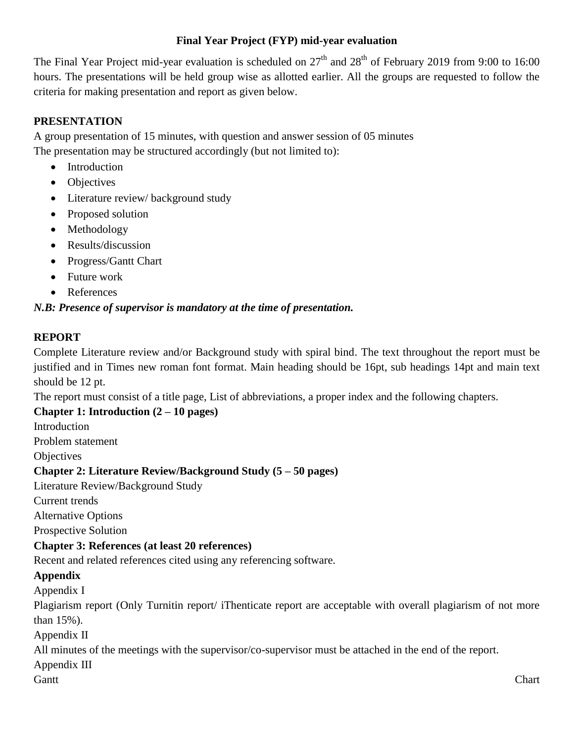# Final Year Project (FYP) mid-year evaluation

The Final Year Project mid-year evaluation is scheduled on 27th and 28th of February 2019 from 9:00 to 16:00 hours. The presentations will be held group wise as allotted earlier. All the groups are requested to follow the criteria for making presentation and report as given below.

## PRESENTATION

A group presentation of 15 minutes, with question and answer session of 05 minutes

The presentation may be structured accordingly (but not limited to):

- Introduction
- Objectives
- Literature review/ background study
- Proposed solution
- Methodology
- Results/discussion
- Progress/Gantt Chart
- Future work
- References

***N.B: Presence of supervisor is mandatory at the time of presentation.***

## REPORT

Complete Literature review and/or Background study with spiral bind. The text throughout the report must be justified and in Times new roman font format. Main heading should be 16pt, sub headings 14pt and main text should be 12 pt.

The report must consist of a title page, List of abbreviations, a proper index and the following chapters.

**Chapter 1: Introduction (2 – 10 pages)**

Introduction

Problem statement

Objectives

**Chapter 2: Literature Review/Background Study (5 – 50 pages)**

Literature Review/Background Study

Current trends

Alternative Options

Prospective Solution

**Chapter 3: References (at least 20 references)**

Recent and related references cited using any referencing software.

**Appendix**

Appendix I

Plagiarism report (Only Turnitin report/ iThenticate report are acceptable with overall plagiarism of not more than 15%).

Appendix II

All minutes of the meetings with the supervisor/co-supervisor must be attached in the end of the report.

Appendix III

Gantt Chart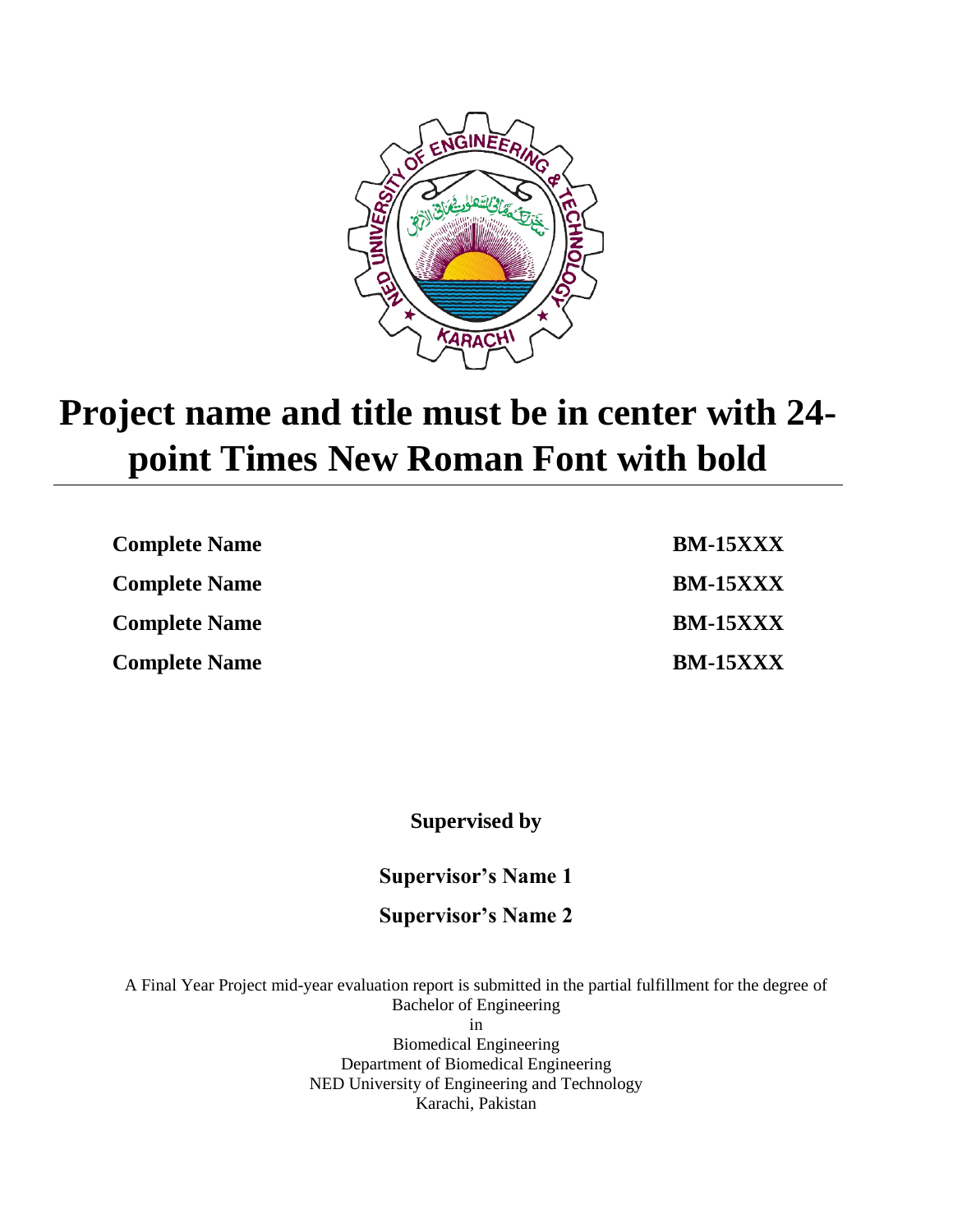# Project name and title must be in center with 24-point Times New Roman Font with bold

---

| | |
|---|---|
| **Complete Name** | **BM-15XXX** |
| **Complete Name** | **BM-15XXX** |
| **Complete Name** | **BM-15XXX** |
| **Complete Name** | **BM-15XXX** |

**Supervised by**

**Supervisor's Name 1**

**Supervisor's Name 2**

A Final Year Project mid-year evaluation report is submitted in the partial fulfillment for the degree of
Bachelor of Engineering
in
Biomedical Engineering
Department of Biomedical Engineering
NED University of Engineering and Technology
Karachi, Pakistan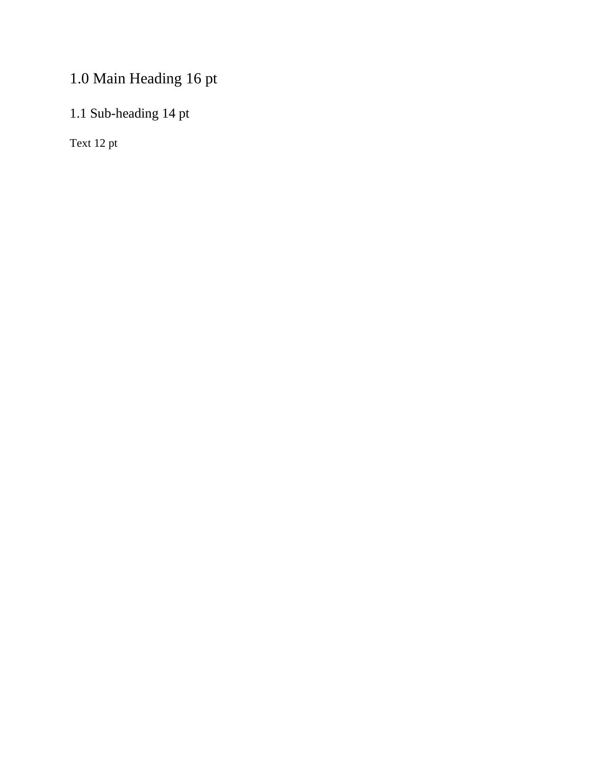# 1.0 Main Heading 16 pt

## 1.1 Sub-heading 14 pt

Text 12 pt